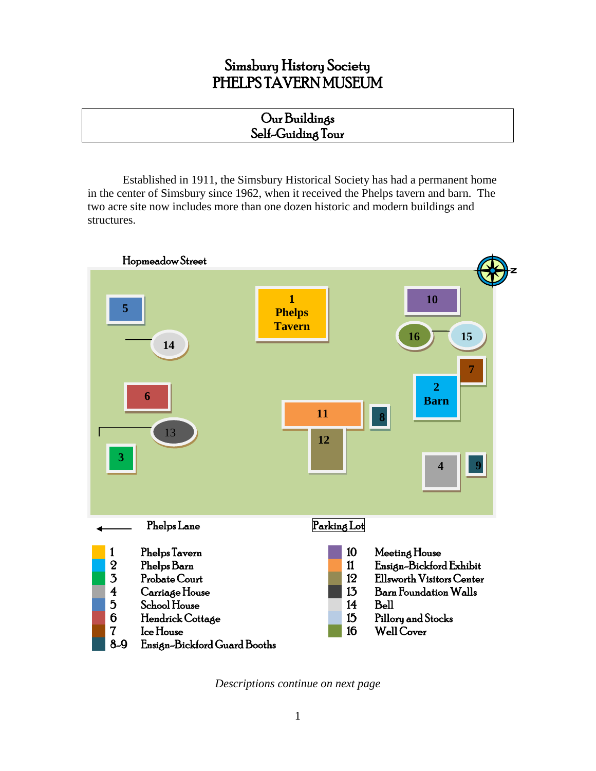# Simsbury History Society
# PHELPS TAVERN MUSEUM

## Our Buildings
## Self-Guiding Tour

Established in 1911, the Simsbury Historical Society has had a permanent home in the center of Simsbury since 1962, when it received the Phelps tavern and barn. The two acre site now includes more than one dozen historic and modern buildings and structures.

Hopmeadow Street

N

5

14

6

13

3

1
Phelps
Tavern

11

12

8

10

16

15

7

2
Barn

4

9

Phelps Lane

Parking Lot

| | | | |
|---|---|---|---|
| 1 | Phelps Tavern | 10 | Meeting House |
| 2 | Phelps Barn | 11 | Ensign-Bickford Exhibit |
| 3 | Probate Court | 12 | Ellsworth Visitors Center |
| 4 | Carriage House | 13 | Barn Foundation Walls |
| 5 | School House | 14 | Bell |
| 6 | Hendrick Cottage | 15 | Pillory and Stocks |
| 7 | Ice House | 16 | Well Cover |
| 8-9 | Ensign-Bickford Guard Booths | | |

*Descriptions continue on next page*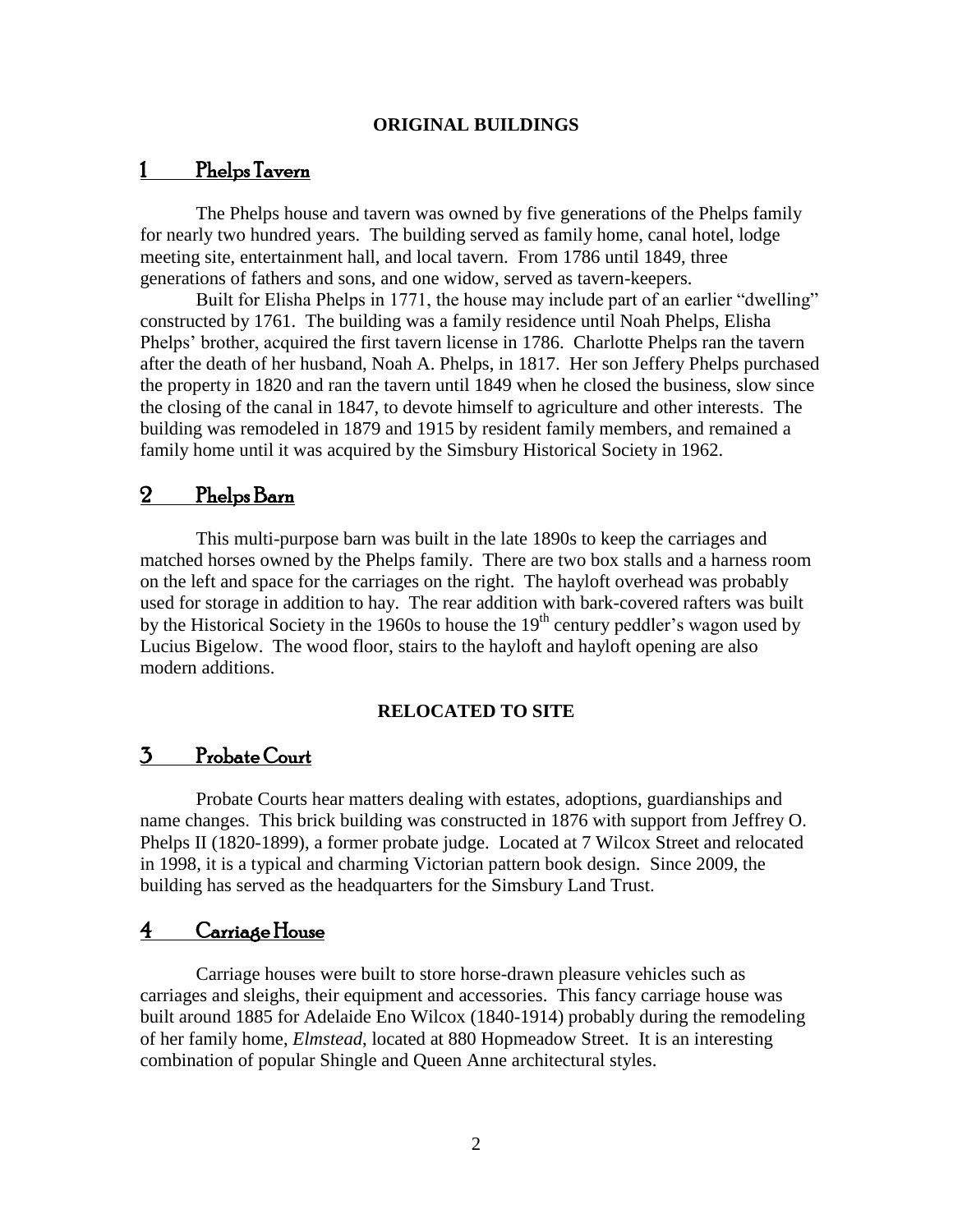## ORIGINAL BUILDINGS

### 1 Phelps Tavern

The Phelps house and tavern was owned by five generations of the Phelps family for nearly two hundred years. The building served as family home, canal hotel, lodge meeting site, entertainment hall, and local tavern. From 1786 until 1849, three generations of fathers and sons, and one widow, served as tavern-keepers.

Built for Elisha Phelps in 1771, the house may include part of an earlier "dwelling" constructed by 1761. The building was a family residence until Noah Phelps, Elisha Phelps' brother, acquired the first tavern license in 1786. Charlotte Phelps ran the tavern after the death of her husband, Noah A. Phelps, in 1817. Her son Jeffery Phelps purchased the property in 1820 and ran the tavern until 1849 when he closed the business, slow since the closing of the canal in 1847, to devote himself to agriculture and other interests. The building was remodeled in 1879 and 1915 by resident family members, and remained a family home until it was acquired by the Simsbury Historical Society in 1962.

### 2 Phelps Barn

This multi-purpose barn was built in the late 1890s to keep the carriages and matched horses owned by the Phelps family. There are two box stalls and a harness room on the left and space for the carriages on the right. The hayloft overhead was probably used for storage in addition to hay. The rear addition with bark-covered rafters was built by the Historical Society in the 1960s to house the 19th century peddler's wagon used by Lucius Bigelow. The wood floor, stairs to the hayloft and hayloft opening are also modern additions.

## RELOCATED TO SITE

### 3 Probate Court

Probate Courts hear matters dealing with estates, adoptions, guardianships and name changes. This brick building was constructed in 1876 with support from Jeffrey O. Phelps II (1820-1899), a former probate judge. Located at 7 Wilcox Street and relocated in 1998, it is a typical and charming Victorian pattern book design. Since 2009, the building has served as the headquarters for the Simsbury Land Trust.

### 4 Carriage House

Carriage houses were built to store horse-drawn pleasure vehicles such as carriages and sleighs, their equipment and accessories. This fancy carriage house was built around 1885 for Adelaide Eno Wilcox (1840-1914) probably during the remodeling of her family home, *Elmstead*, located at 880 Hopmeadow Street. It is an interesting combination of popular Shingle and Queen Anne architectural styles.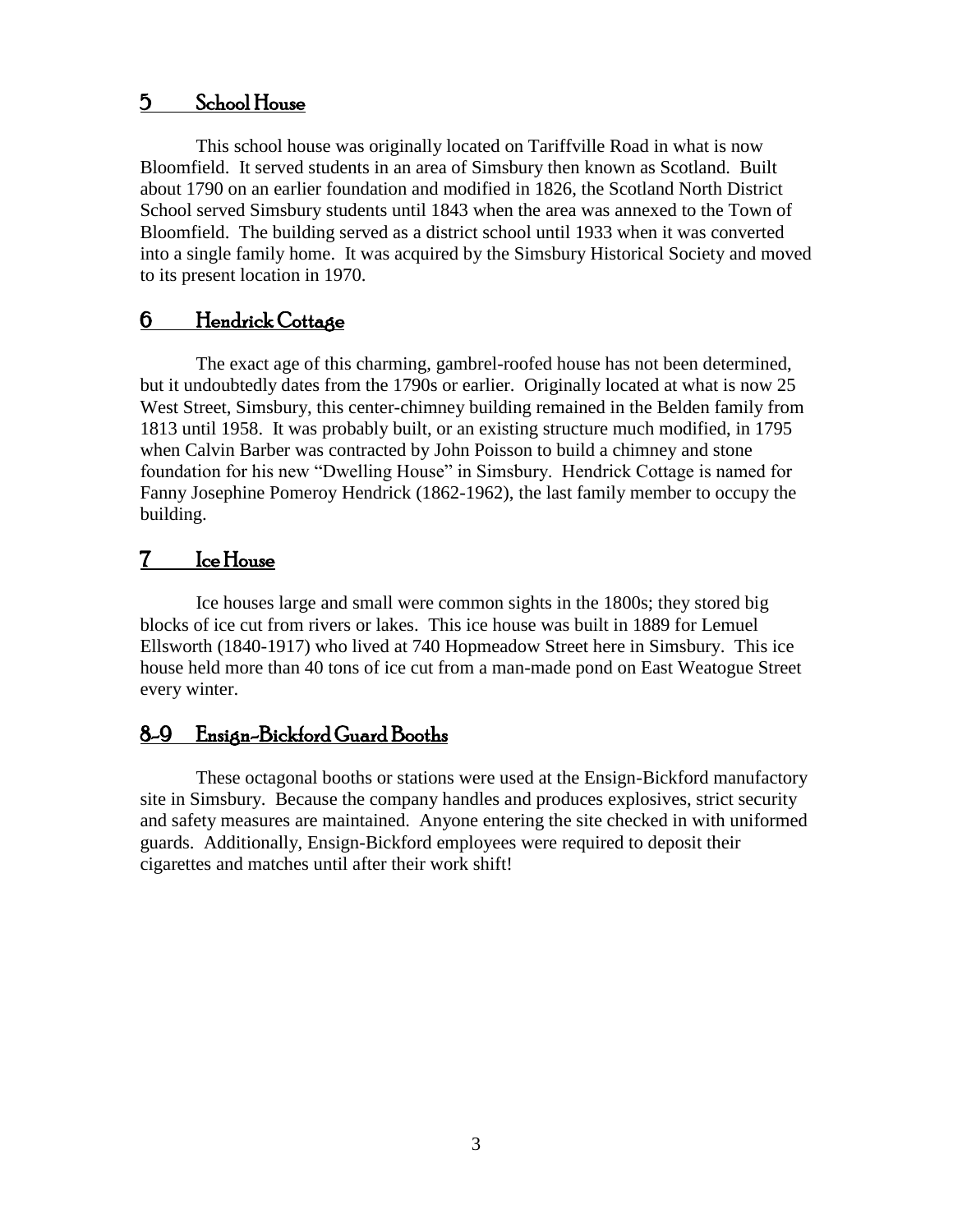## 5 School House

This school house was originally located on Tariffville Road in what is now Bloomfield. It served students in an area of Simsbury then known as Scotland. Built about 1790 on an earlier foundation and modified in 1826, the Scotland North District School served Simsbury students until 1843 when the area was annexed to the Town of Bloomfield. The building served as a district school until 1933 when it was converted into a single family home. It was acquired by the Simsbury Historical Society and moved to its present location in 1970.

## 6 Hendrick Cottage

The exact age of this charming, gambrel-roofed house has not been determined, but it undoubtedly dates from the 1790s or earlier. Originally located at what is now 25 West Street, Simsbury, this center-chimney building remained in the Belden family from 1813 until 1958. It was probably built, or an existing structure much modified, in 1795 when Calvin Barber was contracted by John Poisson to build a chimney and stone foundation for his new "Dwelling House" in Simsbury. Hendrick Cottage is named for Fanny Josephine Pomeroy Hendrick (1862-1962), the last family member to occupy the building.

## 7 Ice House

Ice houses large and small were common sights in the 1800s; they stored big blocks of ice cut from rivers or lakes. This ice house was built in 1889 for Lemuel Ellsworth (1840-1917) who lived at 740 Hopmeadow Street here in Simsbury. This ice house held more than 40 tons of ice cut from a man-made pond on East Weatogue Street every winter.

## 8-9 Ensign-Bickford Guard Booths

These octagonal booths or stations were used at the Ensign-Bickford manufactory site in Simsbury. Because the company handles and produces explosives, strict security and safety measures are maintained. Anyone entering the site checked in with uniformed guards. Additionally, Ensign-Bickford employees were required to deposit their cigarettes and matches until after their work shift!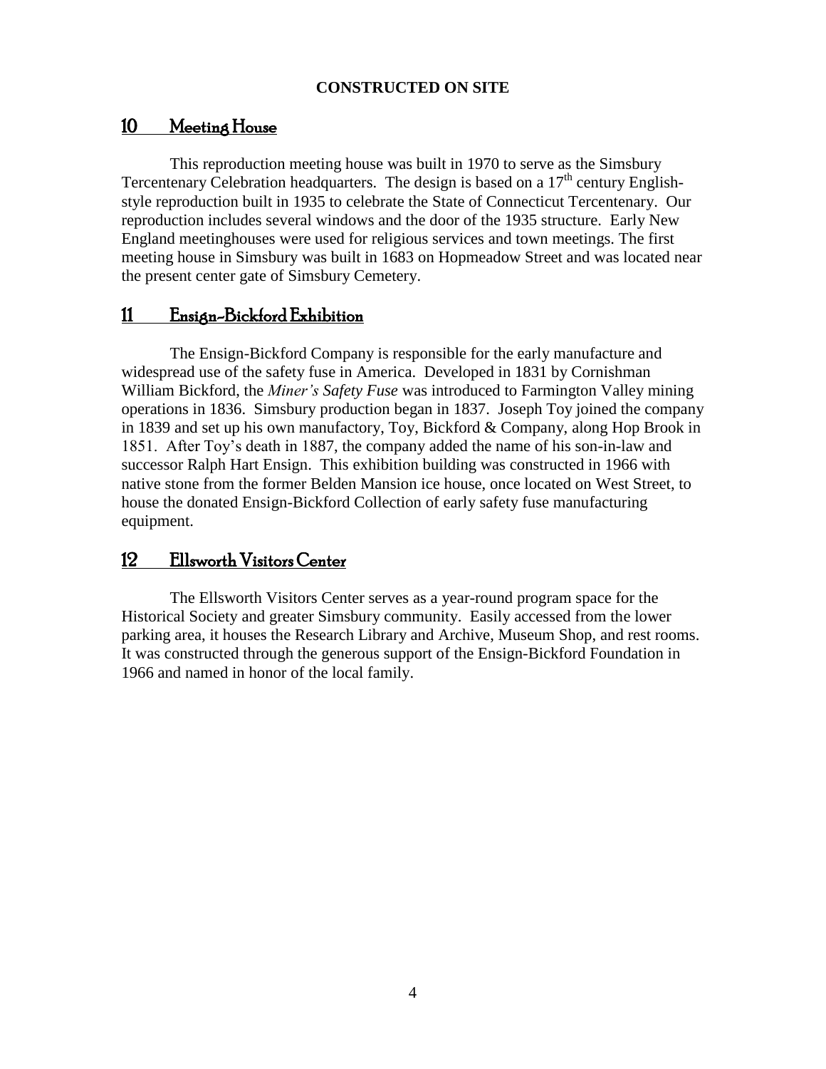**CONSTRUCTED ON SITE**

## 10 Meeting House

This reproduction meeting house was built in 1970 to serve as the Simsbury Tercentenary Celebration headquarters. The design is based on a 17th century English-style reproduction built in 1935 to celebrate the State of Connecticut Tercentenary. Our reproduction includes several windows and the door of the 1935 structure. Early New England meetinghouses were used for religious services and town meetings. The first meeting house in Simsbury was built in 1683 on Hopmeadow Street and was located near the present center gate of Simsbury Cemetery.

## 11 Ensign-Bickford Exhibition

The Ensign-Bickford Company is responsible for the early manufacture and widespread use of the safety fuse in America. Developed in 1831 by Cornishman William Bickford, the *Miner's Safety Fuse* was introduced to Farmington Valley mining operations in 1836. Simsbury production began in 1837. Joseph Toy joined the company in 1839 and set up his own manufactory, Toy, Bickford & Company, along Hop Brook in 1851. After Toy's death in 1887, the company added the name of his son-in-law and successor Ralph Hart Ensign. This exhibition building was constructed in 1966 with native stone from the former Belden Mansion ice house, once located on West Street, to house the donated Ensign-Bickford Collection of early safety fuse manufacturing equipment.

## 12 Ellsworth Visitors Center

The Ellsworth Visitors Center serves as a year-round program space for the Historical Society and greater Simsbury community. Easily accessed from the lower parking area, it houses the Research Library and Archive, Museum Shop, and rest rooms. It was constructed through the generous support of the Ensign-Bickford Foundation in 1966 and named in honor of the local family.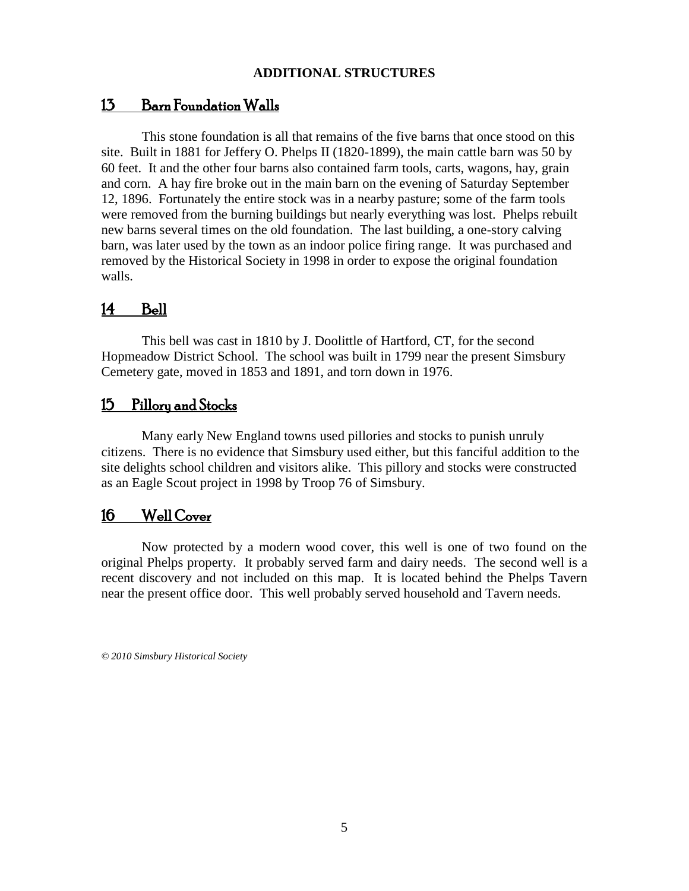**ADDITIONAL STRUCTURES**

## 13 Barn Foundation Walls

This stone foundation is all that remains of the five barns that once stood on this site. Built in 1881 for Jeffery O. Phelps II (1820-1899), the main cattle barn was 50 by 60 feet. It and the other four barns also contained farm tools, carts, wagons, hay, grain and corn. A hay fire broke out in the main barn on the evening of Saturday September 12, 1896. Fortunately the entire stock was in a nearby pasture; some of the farm tools were removed from the burning buildings but nearly everything was lost. Phelps rebuilt new barns several times on the old foundation. The last building, a one-story calving barn, was later used by the town as an indoor police firing range. It was purchased and removed by the Historical Society in 1998 in order to expose the original foundation walls.

## 14 Bell

This bell was cast in 1810 by J. Doolittle of Hartford, CT, for the second Hopmeadow District School. The school was built in 1799 near the present Simsbury Cemetery gate, moved in 1853 and 1891, and torn down in 1976.

## 15 Pillory and Stocks

Many early New England towns used pillories and stocks to punish unruly citizens. There is no evidence that Simsbury used either, but this fanciful addition to the site delights school children and visitors alike. This pillory and stocks were constructed as an Eagle Scout project in 1998 by Troop 76 of Simsbury.

## 16 Well Cover

Now protected by a modern wood cover, this well is one of two found on the original Phelps property. It probably served farm and dairy needs. The second well is a recent discovery and not included on this map. It is located behind the Phelps Tavern near the present office door. This well probably served household and Tavern needs.

*© 2010 Simsbury Historical Society*